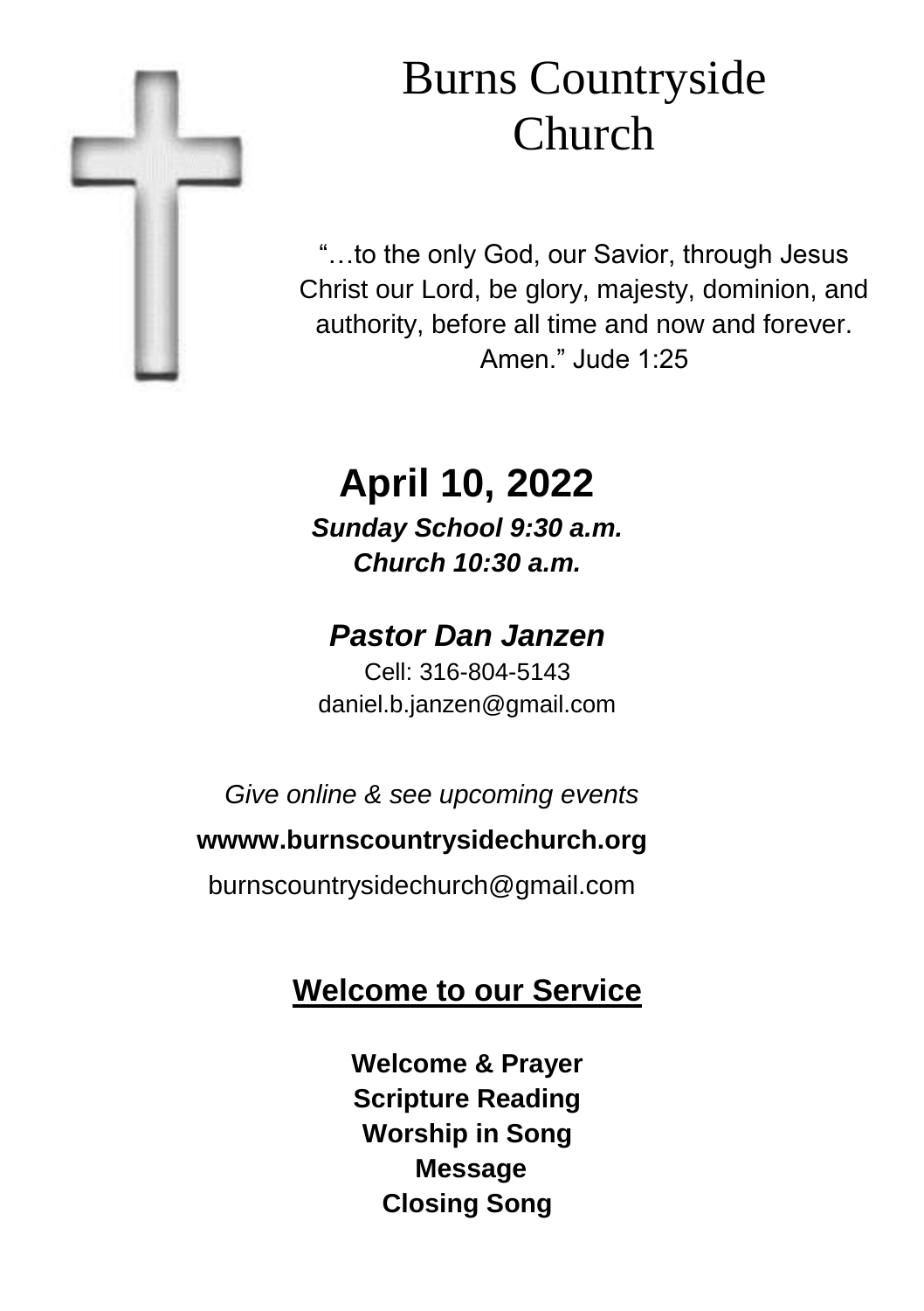# Burns Countryside Church

"…to the only God, our Savior, through Jesus Christ our Lord, be glory, majesty, dominion, and authority, before all time and now and forever. Amen." Jude 1:25

## April 10, 2022

***Sunday School 9:30 a.m.***
***Church 10:30 a.m.***

### *Pastor Dan Janzen*

Cell: 316-804-5143
daniel.b.janzen@gmail.com

*Give online & see upcoming events*

**wwww.burnscountrysidechurch.org**

burnscountrysidechurch@gmail.com

## Welcome to our Service

**Welcome & Prayer**
**Scripture Reading**
**Worship in Song**
**Message**
**Closing Song**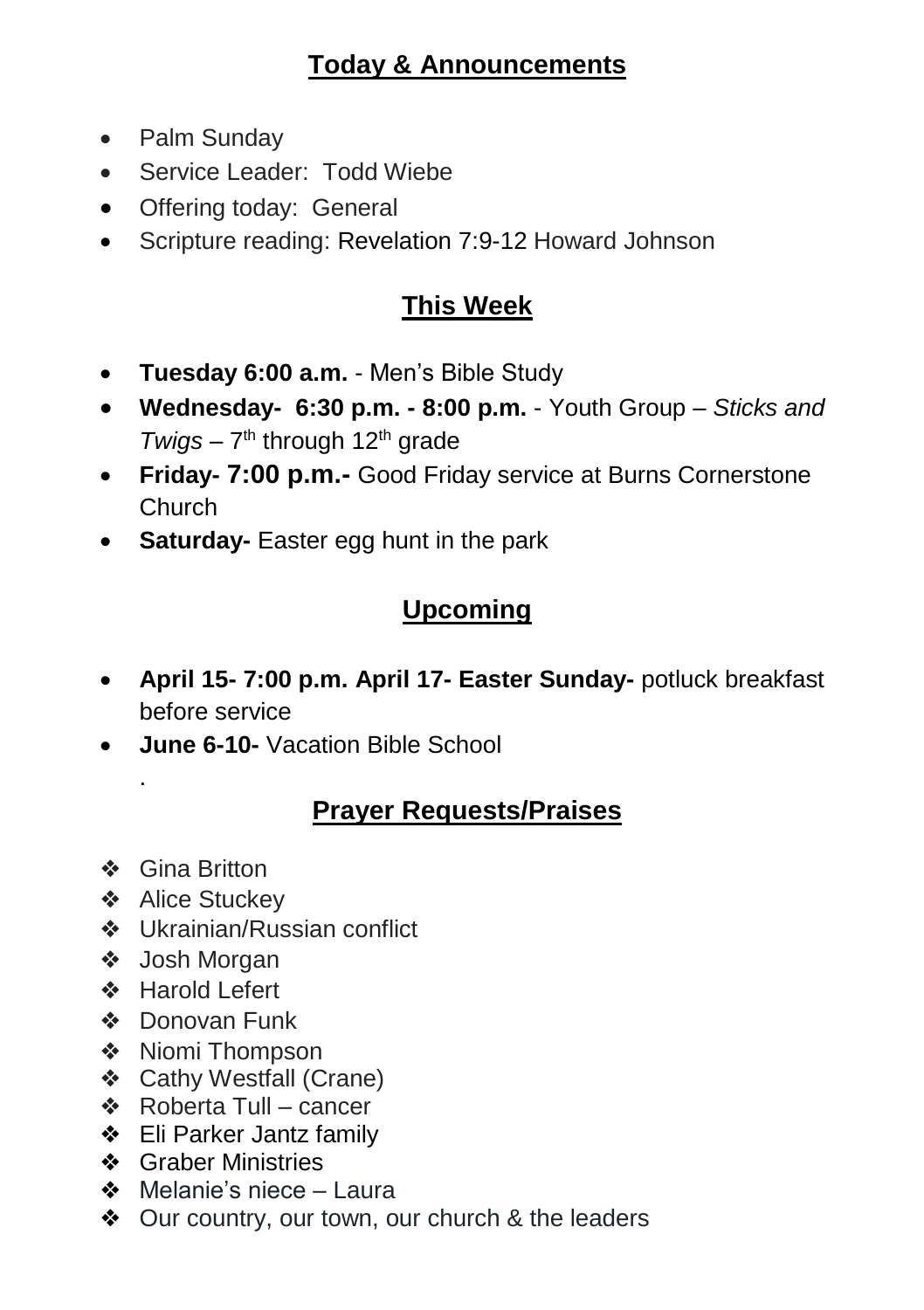## **Today & Announcements**

- Palm Sunday
- Service Leader: Todd Wiebe
- Offering today: General
- Scripture reading: Revelation 7:9-12 Howard Johnson

## **This Week**

- **Tuesday 6:00 a.m.** - Men's Bible Study
- **Wednesday- 6:30 p.m. - 8:00 p.m.** - Youth Group – *Sticks and Twigs* – 7th through 12th grade
- **Friday- 7:00 p.m.-** Good Friday service at Burns Cornerstone Church
- **Saturday-** Easter egg hunt in the park

## **Upcoming**

- **April 15- 7:00 p.m. April 17- Easter Sunday-** potluck breakfast before service
- **June 6-10-** Vacation Bible School

.

## **Prayer Requests/Praises**

- Gina Britton
- Alice Stuckey
- Ukrainian/Russian conflict
- Josh Morgan
- Harold Lefert
- Donovan Funk
- Niomi Thompson
- Cathy Westfall (Crane)
- Roberta Tull – cancer
- Eli Parker Jantz family
- Graber Ministries
- Melanie's niece – Laura
- Our country, our town, our church & the leaders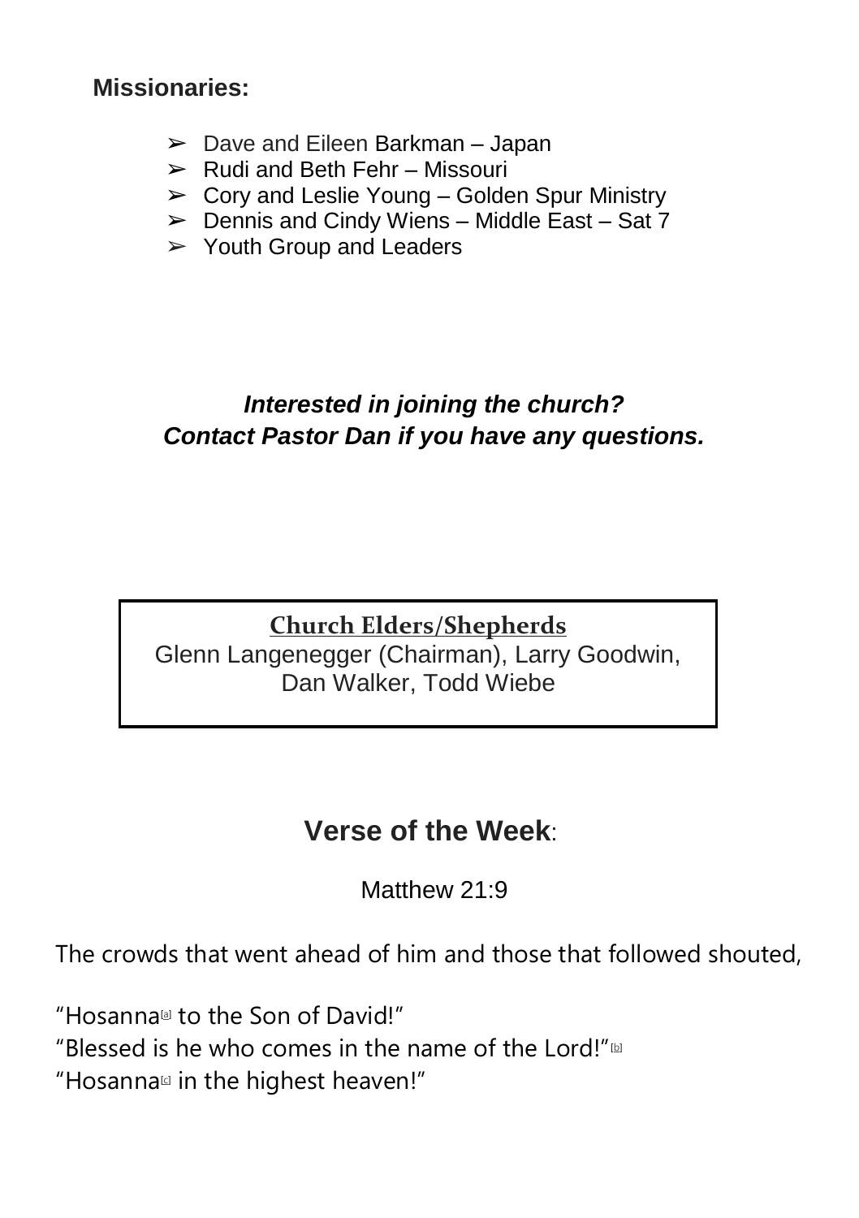**Missionaries:**

- Dave and Eileen Barkman – Japan
- Rudi and Beth Fehr – Missouri
- Cory and Leslie Young – Golden Spur Ministry
- Dennis and Cindy Wiens – Middle East – Sat 7
- Youth Group and Leaders

***Interested in joining the church?***
***Contact Pastor Dan if you have any questions.***

**Church Elders/Shepherds**

Glenn Langenegger (Chairman), Larry Goodwin, Dan Walker, Todd Wiebe

## **Verse of the Week**:

Matthew 21:9

The crowds that went ahead of him and those that followed shouted,

"Hosanna[a] to the Son of David!"
"Blessed is he who comes in the name of the Lord!"[b]
"Hosanna[c] in the highest heaven!"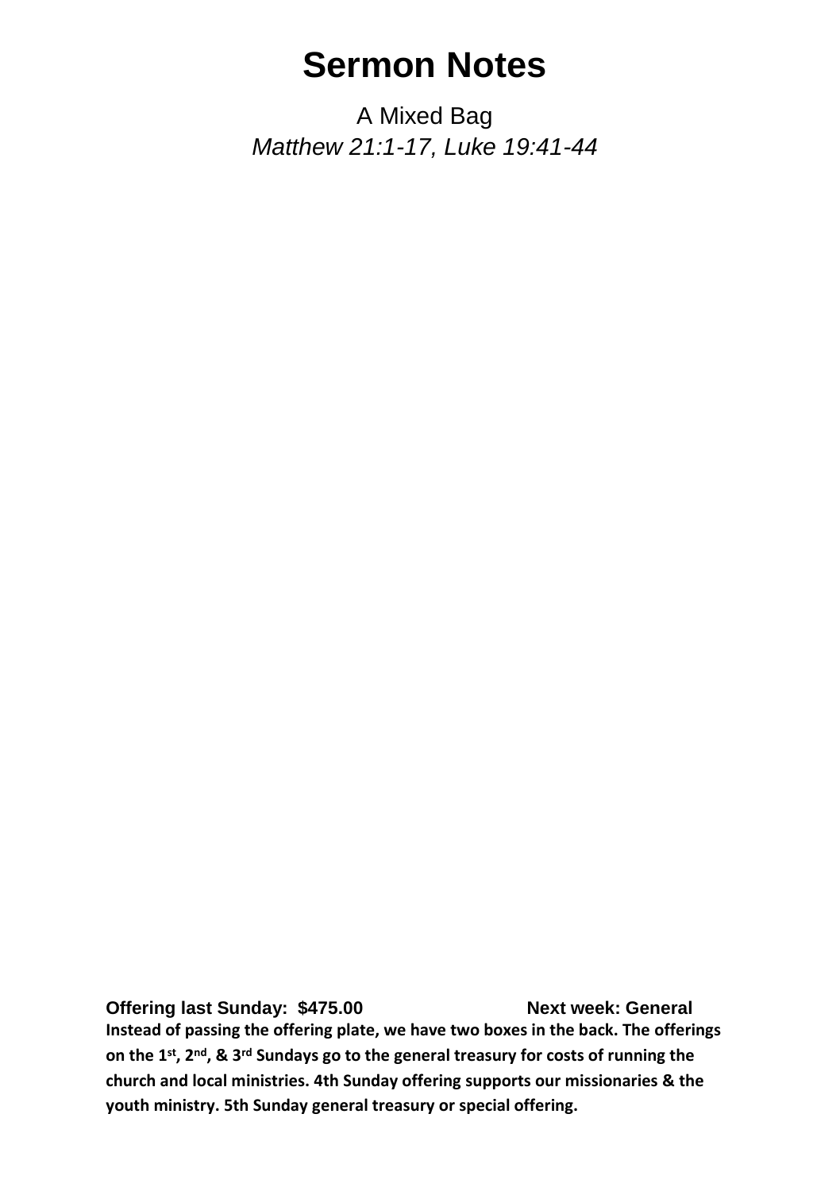# Sermon Notes

A Mixed Bag

*Matthew 21:1-17, Luke 19:41-44*

**Offering last Sunday: $475.00** **Next week: General**

**Instead of passing the offering plate, we have two boxes in the back. The offerings on the 1st, 2nd, & 3rd Sundays go to the general treasury for costs of running the church and local ministries. 4th Sunday offering supports our missionaries & the youth ministry. 5th Sunday general treasury or special offering.**